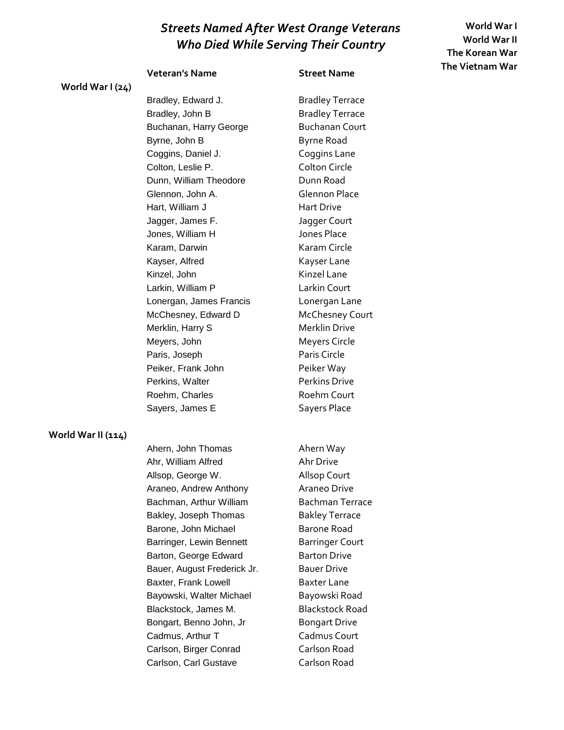# *Streets Named After West Orange Veterans Who Died While Serving Their Country*

**World War I**
**World War II**
**The Korean War**
**The Vietnam War**

| | Veteran's Name | Street Name |
|---|---|---|
| **World War I (24)** | | |
| | Bradley, Edward J. | Bradley Terrace |
| | Bradley, John B | Bradley Terrace |
| | Buchanan, Harry George | Buchanan Court |
| | Byrne, John B | Byrne Road |
| | Coggins, Daniel J. | Coggins Lane |
| | Colton, Leslie P. | Colton Circle |
| | Dunn, William Theodore | Dunn Road |
| | Glennon, John A. | Glennon Place |
| | Hart, William J | Hart Drive |
| | Jagger, James F. | Jagger Court |
| | Jones, William H | Jones Place |
| | Karam, Darwin | Karam Circle |
| | Kayser, Alfred | Kayser Lane |
| | Kinzel, John | Kinzel Lane |
| | Larkin, William P | Larkin Court |
| | Lonergan, James Francis | Lonergan Lane |
| | McChesney, Edward D | McChesney Court |
| | Merklin, Harry S | Merklin Drive |
| | Meyers, John | Meyers Circle |
| | Paris, Joseph | Paris Circle |
| | Peiker, Frank John | Peiker Way |
| | Perkins, Walter | Perkins Drive |
| | Roehm, Charles | Roehm Court |
| | Sayers, James E | Sayers Place |
| **World War II (114)** | | |
| | Ahern, John Thomas | Ahern Way |
| | Ahr, William Alfred | Ahr Drive |
| | Allsop, George W. | Allsop Court |
| | Araneo, Andrew Anthony | Araneo Drive |
| | Bachman, Arthur William | Bachman Terrace |
| | Bakley, Joseph Thomas | Bakley Terrace |
| | Barone, John Michael | Barone Road |
| | Barringer, Lewin Bennett | Barringer Court |
| | Barton, George Edward | Barton Drive |
| | Bauer, August Frederick Jr. | Bauer Drive |
| | Baxter, Frank Lowell | Baxter Lane |
| | Bayowski, Walter Michael | Bayowski Road |
| | Blackstock, James M. | Blackstock Road |
| | Bongart, Benno John, Jr | Bongart Drive |
| | Cadmus, Arthur T | Cadmus Court |
| | Carlson, Birger Conrad | Carlson Road |
| | Carlson, Carl Gustave | Carlson Road |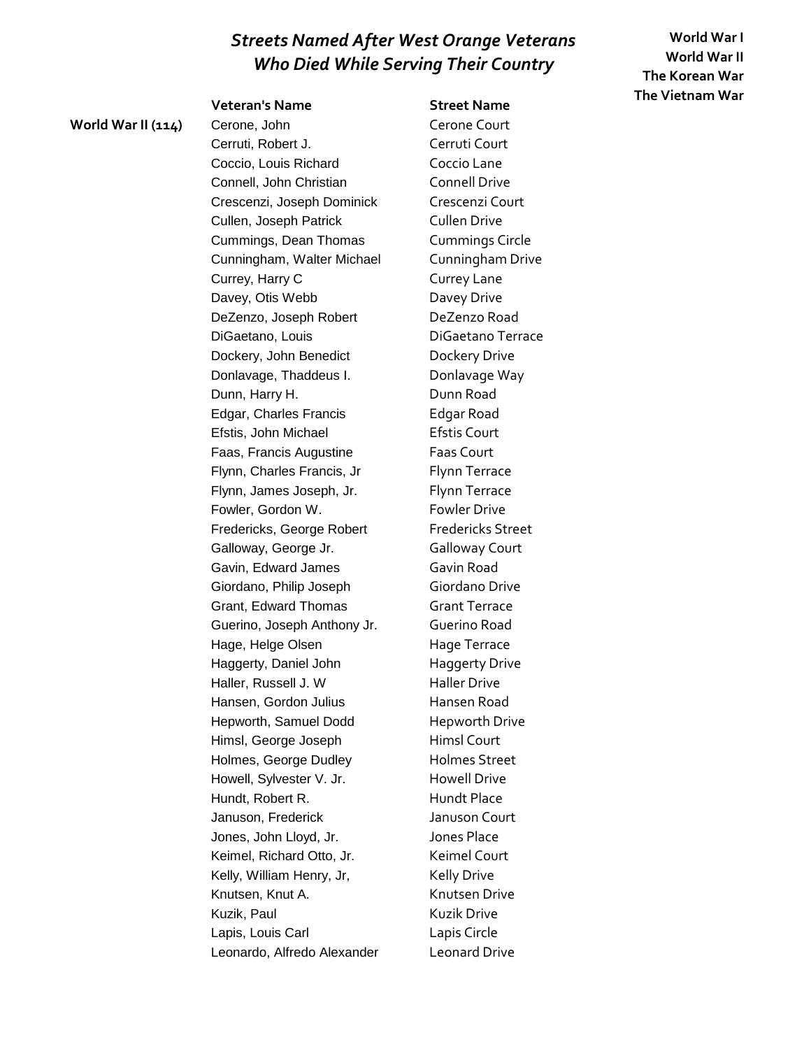# *Streets Named After West Orange Veterans Who Died While Serving Their Country*

**World War I**
**World War II**
**The Korean War**
**The Vietnam War**

| | Veteran's Name | Street Name |
|---|---|---|
| **World War II (114)** | Cerone, John | Cerone Court |
| | Cerruti, Robert J. | Cerruti Court |
| | Coccio, Louis Richard | Coccio Lane |
| | Connell, John Christian | Connell Drive |
| | Crescenzi, Joseph Dominick | Crescenzi Court |
| | Cullen, Joseph Patrick | Cullen Drive |
| | Cummings, Dean Thomas | Cummings Circle |
| | Cunningham, Walter Michael | Cunningham Drive |
| | Currey, Harry C | Currey Lane |
| | Davey, Otis Webb | Davey Drive |
| | DeZenzo, Joseph Robert | DeZenzo Road |
| | DiGaetano, Louis | DiGaetano Terrace |
| | Dockery, John Benedict | Dockery Drive |
| | Donlavage, Thaddeus I. | Donlavage Way |
| | Dunn, Harry H. | Dunn Road |
| | Edgar, Charles Francis | Edgar Road |
| | Efstis, John Michael | Efstis Court |
| | Faas, Francis Augustine | Faas Court |
| | Flynn, Charles Francis, Jr | Flynn Terrace |
| | Flynn, James Joseph, Jr. | Flynn Terrace |
| | Fowler, Gordon W. | Fowler Drive |
| | Fredericks, George Robert | Fredericks Street |
| | Galloway, George Jr. | Galloway Court |
| | Gavin, Edward James | Gavin Road |
| | Giordano, Philip Joseph | Giordano Drive |
| | Grant, Edward Thomas | Grant Terrace |
| | Guerino, Joseph Anthony Jr. | Guerino Road |
| | Hage, Helge Olsen | Hage Terrace |
| | Haggerty, Daniel John | Haggerty Drive |
| | Haller, Russell J. W | Haller Drive |
| | Hansen, Gordon Julius | Hansen Road |
| | Hepworth, Samuel Dodd | Hepworth Drive |
| | Himsl, George Joseph | Himsl Court |
| | Holmes, George Dudley | Holmes Street |
| | Howell, Sylvester V. Jr. | Howell Drive |
| | Hundt, Robert R. | Hundt Place |
| | Januson, Frederick | Januson Court |
| | Jones, John Lloyd, Jr. | Jones Place |
| | Keimel, Richard Otto, Jr. | Keimel Court |
| | Kelly, William Henry, Jr, | Kelly Drive |
| | Knutsen, Knut A. | Knutsen Drive |
| | Kuzik, Paul | Kuzik Drive |
| | Lapis, Louis Carl | Lapis Circle |
| | Leonardo, Alfredo Alexander | Leonard Drive |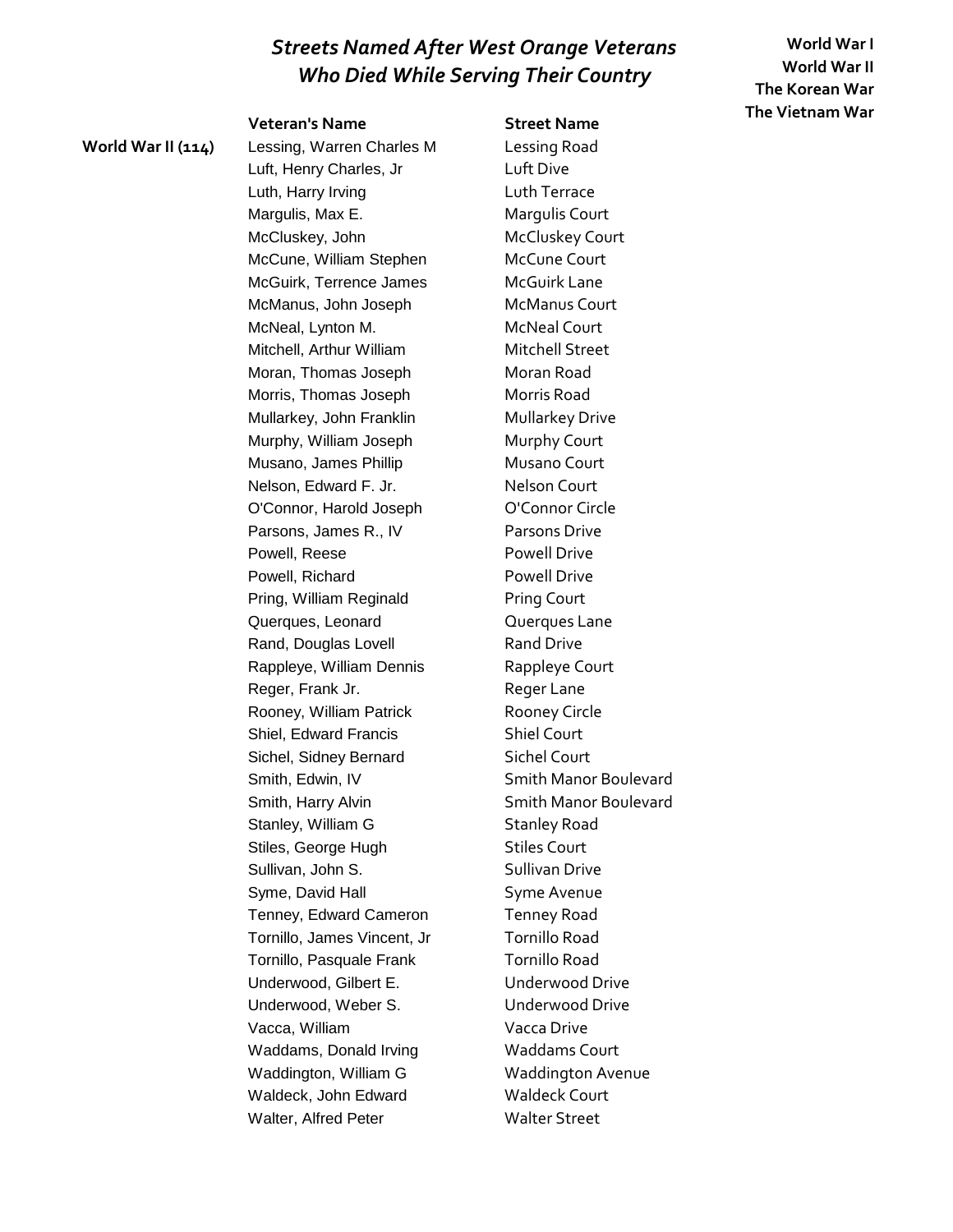# *Streets Named After West Orange Veterans Who Died While Serving Their Country*

**World War I**
**World War II**
**The Korean War**
**The Vietnam War**

| | Veteran's Name | Street Name |
|---|---|---|
| **World War II (114)** | Lessing, Warren Charles M | Lessing Road |
| | Luft, Henry Charles, Jr | Luft Dive |
| | Luth, Harry Irving | Luth Terrace |
| | Margulis, Max E. | Margulis Court |
| | McCluskey, John | McCluskey Court |
| | McCune, William Stephen | McCune Court |
| | McGuirk, Terrence James | McGuirk Lane |
| | McManus, John Joseph | McManus Court |
| | McNeal, Lynton M. | McNeal Court |
| | Mitchell, Arthur William | Mitchell Street |
| | Moran, Thomas Joseph | Moran Road |
| | Morris, Thomas Joseph | Morris Road |
| | Mullarkey, John Franklin | Mullarkey Drive |
| | Murphy, William Joseph | Murphy Court |
| | Musano, James Phillip | Musano Court |
| | Nelson, Edward F. Jr. | Nelson Court |
| | O'Connor, Harold Joseph | O'Connor Circle |
| | Parsons, James R., IV | Parsons Drive |
| | Powell, Reese | Powell Drive |
| | Powell, Richard | Powell Drive |
| | Pring, William Reginald | Pring Court |
| | Querques, Leonard | Querques Lane |
| | Rand, Douglas Lovell | Rand Drive |
| | Rappleye, William Dennis | Rappleye Court |
| | Reger, Frank Jr. | Reger Lane |
| | Rooney, William Patrick | Rooney Circle |
| | Shiel, Edward Francis | Shiel Court |
| | Sichel, Sidney Bernard | Sichel Court |
| | Smith, Edwin, IV | Smith Manor Boulevard |
| | Smith, Harry Alvin | Smith Manor Boulevard |
| | Stanley, William G | Stanley Road |
| | Stiles, George Hugh | Stiles Court |
| | Sullivan, John S. | Sullivan Drive |
| | Syme, David Hall | Syme Avenue |
| | Tenney, Edward Cameron | Tenney Road |
| | Tornillo, James Vincent, Jr | Tornillo Road |
| | Tornillo, Pasquale Frank | Tornillo Road |
| | Underwood, Gilbert E. | Underwood Drive |
| | Underwood, Weber S. | Underwood Drive |
| | Vacca, William | Vacca Drive |
| | Waddams, Donald Irving | Waddams Court |
| | Waddington, William G | Waddington Avenue |
| | Waldeck, John Edward | Waldeck Court |
| | Walter, Alfred Peter | Walter Street |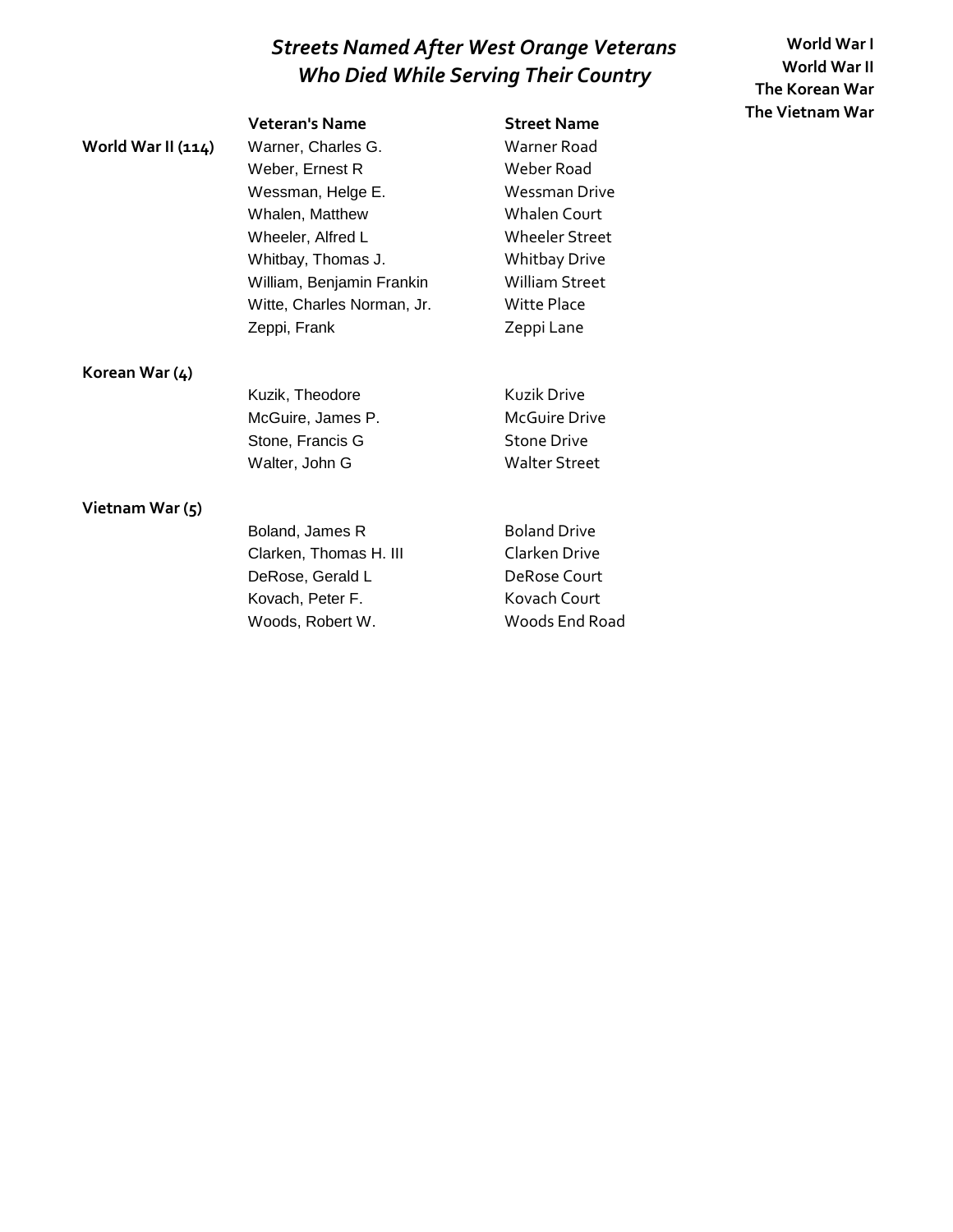# *Streets Named After West Orange Veterans Who Died While Serving Their Country*

**World War I**
**World War II**
**The Korean War**
**The Vietnam War**

| | Veteran's Name | Street Name |
|---|---|---|
| **World War II (114)** | Warner, Charles G. | Warner Road |
| | Weber, Ernest R | Weber Road |
| | Wessman, Helge E. | Wessman Drive |
| | Whalen, Matthew | Whalen Court |
| | Wheeler, Alfred L | Wheeler Street |
| | Whitbay, Thomas J. | Whitbay Drive |
| | William, Benjamin Frankin | William Street |
| | Witte, Charles Norman, Jr. | Witte Place |
| | Zeppi, Frank | Zeppi Lane |
| **Korean War (4)** | | |
| | Kuzik, Theodore | Kuzik Drive |
| | McGuire, James P. | McGuire Drive |
| | Stone, Francis G | Stone Drive |
| | Walter, John G | Walter Street |
| **Vietnam War (5)** | | |
| | Boland, James R | Boland Drive |
| | Clarken, Thomas H. III | Clarken Drive |
| | DeRose, Gerald L | DeRose Court |
| | Kovach, Peter F. | Kovach Court |
| | Woods, Robert W. | Woods End Road |